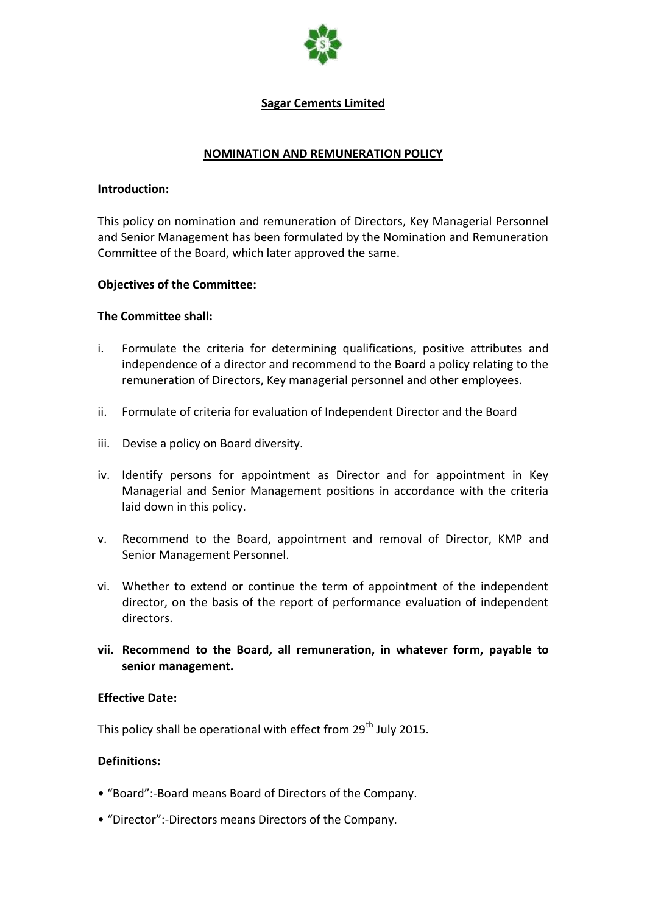# Sagar Cements Limited

## NOMINATION AND REMUNERATION POLICY

**Introduction:**

This policy on nomination and remuneration of Directors, Key Managerial Personnel and Senior Management has been formulated by the Nomination and Remuneration Committee of the Board, which later approved the same.

**Objectives of the Committee:**

**The Committee shall:**

i. Formulate the criteria for determining qualifications, positive attributes and independence of a director and recommend to the Board a policy relating to the remuneration of Directors, Key managerial personnel and other employees.

ii. Formulate of criteria for evaluation of Independent Director and the Board

iii. Devise a policy on Board diversity.

iv. Identify persons for appointment as Director and for appointment in Key Managerial and Senior Management positions in accordance with the criteria laid down in this policy.

v. Recommend to the Board, appointment and removal of Director, KMP and Senior Management Personnel.

vi. Whether to extend or continue the term of appointment of the independent director, on the basis of the report of performance evaluation of independent directors.

**vii. Recommend to the Board, all remuneration, in whatever form, payable to senior management.**

**Effective Date:**

This policy shall be operational with effect from 29th July 2015.

**Definitions:**

- "Board":-Board means Board of Directors of the Company.
- "Director":-Directors means Directors of the Company.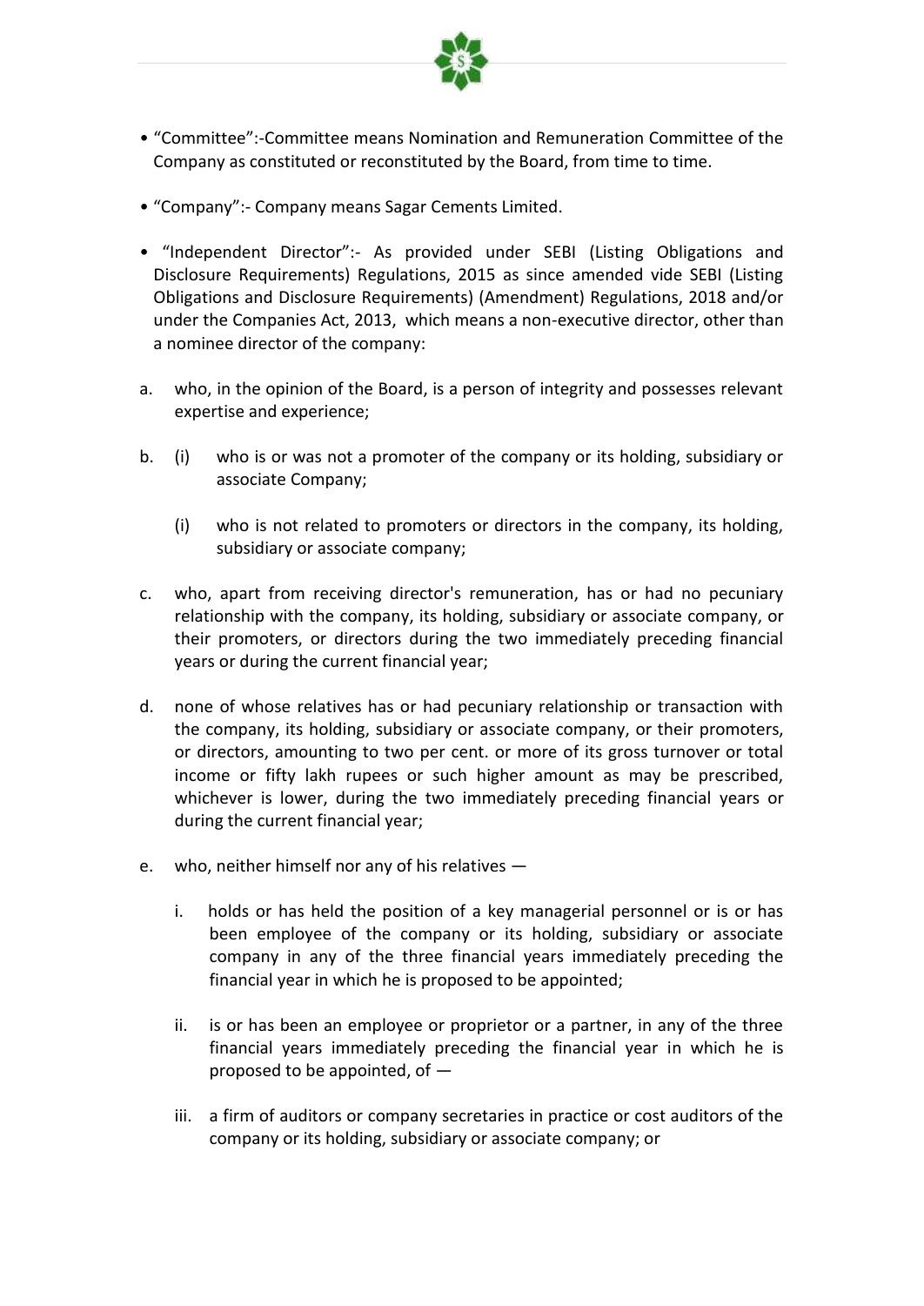- "Committee":-Committee means Nomination and Remuneration Committee of the Company as constituted or reconstituted by the Board, from time to time.

- "Company":- Company means Sagar Cements Limited.

- "Independent Director":- As provided under SEBI (Listing Obligations and Disclosure Requirements) Regulations, 2015 as since amended vide SEBI (Listing Obligations and Disclosure Requirements) (Amendment) Regulations, 2018 and/or under the Companies Act, 2013, which means a non-executive director, other than a nominee director of the company:

a. who, in the opinion of the Board, is a person of integrity and possesses relevant expertise and experience;

b. (i) who is or was not a promoter of the company or its holding, subsidiary or associate Company;

   (i) who is not related to promoters or directors in the company, its holding, subsidiary or associate company;

c. who, apart from receiving director's remuneration, has or had no pecuniary relationship with the company, its holding, subsidiary or associate company, or their promoters, or directors during the two immediately preceding financial years or during the current financial year;

d. none of whose relatives has or had pecuniary relationship or transaction with the company, its holding, subsidiary or associate company, or their promoters, or directors, amounting to two per cent. or more of its gross turnover or total income or fifty lakh rupees or such higher amount as may be prescribed, whichever is lower, during the two immediately preceding financial years or during the current financial year;

e. who, neither himself nor any of his relatives —

   i. holds or has held the position of a key managerial personnel or is or has been employee of the company or its holding, subsidiary or associate company in any of the three financial years immediately preceding the financial year in which he is proposed to be appointed;

   ii. is or has been an employee or proprietor or a partner, in any of the three financial years immediately preceding the financial year in which he is proposed to be appointed, of —

   iii. a firm of auditors or company secretaries in practice or cost auditors of the company or its holding, subsidiary or associate company; or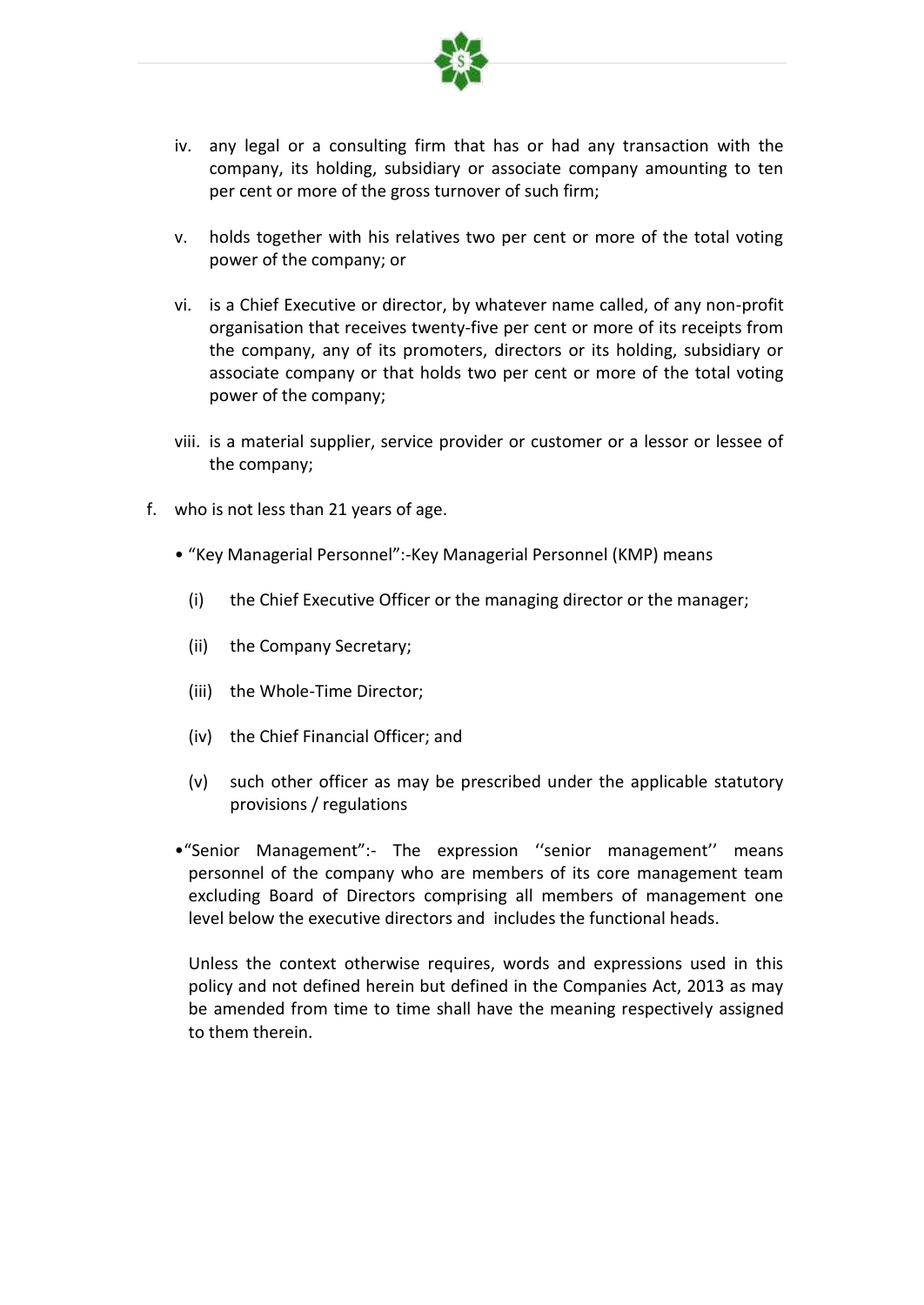iv. any legal or a consulting firm that has or had any transaction with the company, its holding, subsidiary or associate company amounting to ten per cent or more of the gross turnover of such firm;

v. holds together with his relatives two per cent or more of the total voting power of the company; or

vi. is a Chief Executive or director, by whatever name called, of any non-profit organisation that receives twenty-five per cent or more of its receipts from the company, any of its promoters, directors or its holding, subsidiary or associate company or that holds two per cent or more of the total voting power of the company;

viii. is a material supplier, service provider or customer or a lessor or lessee of the company;

f. who is not less than 21 years of age.

- "Key Managerial Personnel":-Key Managerial Personnel (KMP) means
  - (i) the Chief Executive Officer or the managing director or the manager;
  - (ii) the Company Secretary;
  - (iii) the Whole-Time Director;
  - (iv) the Chief Financial Officer; and
  - (v) such other officer as may be prescribed under the applicable statutory provisions / regulations

- "Senior Management":- The expression ''senior management'' means personnel of the company who are members of its core management team excluding Board of Directors comprising all members of management one level below the executive directors and includes the functional heads.

  Unless the context otherwise requires, words and expressions used in this policy and not defined herein but defined in the Companies Act, 2013 as may be amended from time to time shall have the meaning respectively assigned to them therein.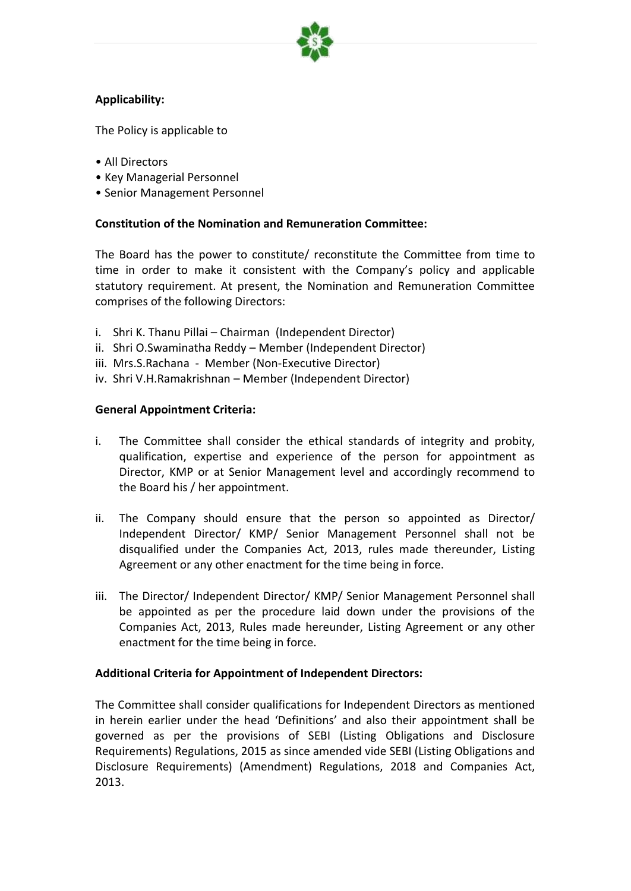**Applicability:**

The Policy is applicable to

- All Directors
- Key Managerial Personnel
- Senior Management Personnel

**Constitution of the Nomination and Remuneration Committee:**

The Board has the power to constitute/ reconstitute the Committee from time to time in order to make it consistent with the Company's policy and applicable statutory requirement. At present, the Nomination and Remuneration Committee comprises of the following Directors:

i. Shri K. Thanu Pillai – Chairman (Independent Director)
ii. Shri O.Swaminatha Reddy – Member (Independent Director)
iii. Mrs.S.Rachana - Member (Non-Executive Director)
iv. Shri V.H.Ramakrishnan – Member (Independent Director)

**General Appointment Criteria:**

i. The Committee shall consider the ethical standards of integrity and probity, qualification, expertise and experience of the person for appointment as Director, KMP or at Senior Management level and accordingly recommend to the Board his / her appointment.

ii. The Company should ensure that the person so appointed as Director/ Independent Director/ KMP/ Senior Management Personnel shall not be disqualified under the Companies Act, 2013, rules made thereunder, Listing Agreement or any other enactment for the time being in force.

iii. The Director/ Independent Director/ KMP/ Senior Management Personnel shall be appointed as per the procedure laid down under the provisions of the Companies Act, 2013, Rules made hereunder, Listing Agreement or any other enactment for the time being in force.

**Additional Criteria for Appointment of Independent Directors:**

The Committee shall consider qualifications for Independent Directors as mentioned in herein earlier under the head 'Definitions' and also their appointment shall be governed as per the provisions of SEBI (Listing Obligations and Disclosure Requirements) Regulations, 2015 as since amended vide SEBI (Listing Obligations and Disclosure Requirements) (Amendment) Regulations, 2018 and Companies Act, 2013.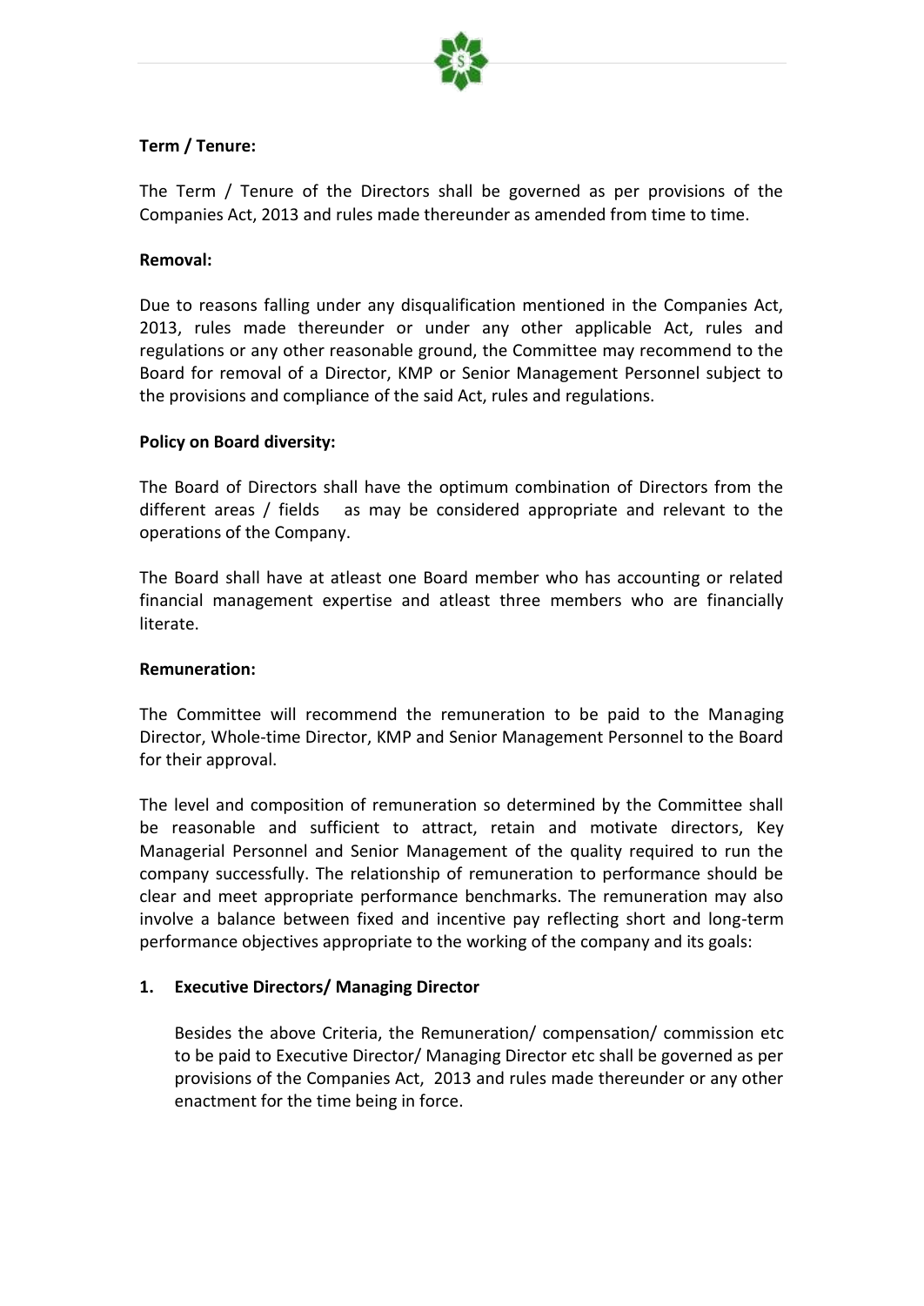**Term / Tenure:**

The Term / Tenure of the Directors shall be governed as per provisions of the Companies Act, 2013 and rules made thereunder as amended from time to time.

**Removal:**

Due to reasons falling under any disqualification mentioned in the Companies Act, 2013, rules made thereunder or under any other applicable Act, rules and regulations or any other reasonable ground, the Committee may recommend to the Board for removal of a Director, KMP or Senior Management Personnel subject to the provisions and compliance of the said Act, rules and regulations.

**Policy on Board diversity:**

The Board of Directors shall have the optimum combination of Directors from the different areas / fields as may be considered appropriate and relevant to the operations of the Company.

The Board shall have at atleast one Board member who has accounting or related financial management expertise and atleast three members who are financially literate.

**Remuneration:**

The Committee will recommend the remuneration to be paid to the Managing Director, Whole-time Director, KMP and Senior Management Personnel to the Board for their approval.

The level and composition of remuneration so determined by the Committee shall be reasonable and sufficient to attract, retain and motivate directors, Key Managerial Personnel and Senior Management of the quality required to run the company successfully. The relationship of remuneration to performance should be clear and meet appropriate performance benchmarks. The remuneration may also involve a balance between fixed and incentive pay reflecting short and long-term performance objectives appropriate to the working of the company and its goals:

1. **Executive Directors/ Managing Director**

   Besides the above Criteria, the Remuneration/ compensation/ commission etc to be paid to Executive Director/ Managing Director etc shall be governed as per provisions of the Companies Act, 2013 and rules made thereunder or any other enactment for the time being in force.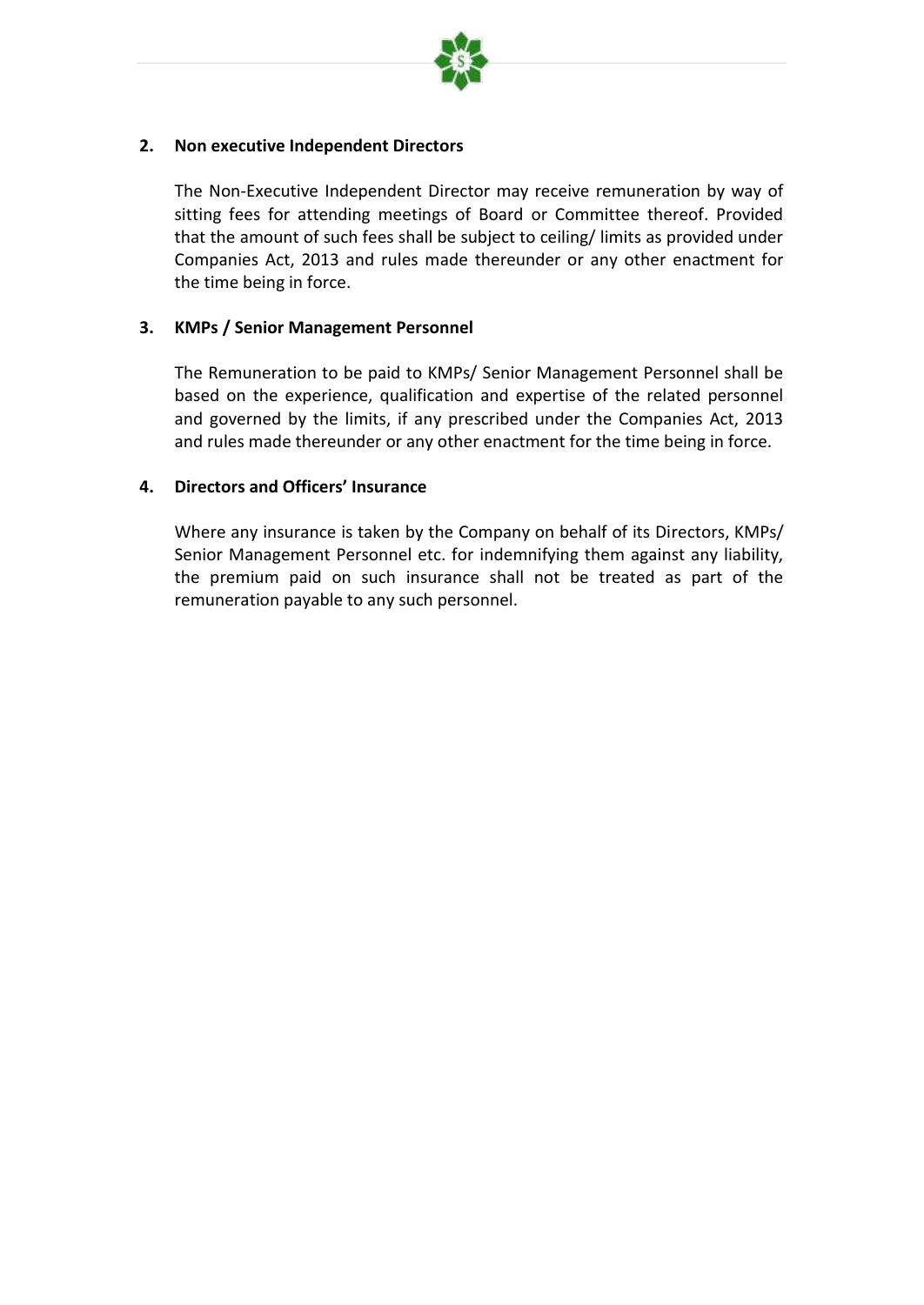**2. Non executive Independent Directors**

The Non-Executive Independent Director may receive remuneration by way of sitting fees for attending meetings of Board or Committee thereof. Provided that the amount of such fees shall be subject to ceiling/ limits as provided under Companies Act, 2013 and rules made thereunder or any other enactment for the time being in force.

**3. KMPs / Senior Management Personnel**

The Remuneration to be paid to KMPs/ Senior Management Personnel shall be based on the experience, qualification and expertise of the related personnel and governed by the limits, if any prescribed under the Companies Act, 2013 and rules made thereunder or any other enactment for the time being in force.

**4. Directors and Officers' Insurance**

Where any insurance is taken by the Company on behalf of its Directors, KMPs/ Senior Management Personnel etc. for indemnifying them against any liability, the premium paid on such insurance shall not be treated as part of the remuneration payable to any such personnel.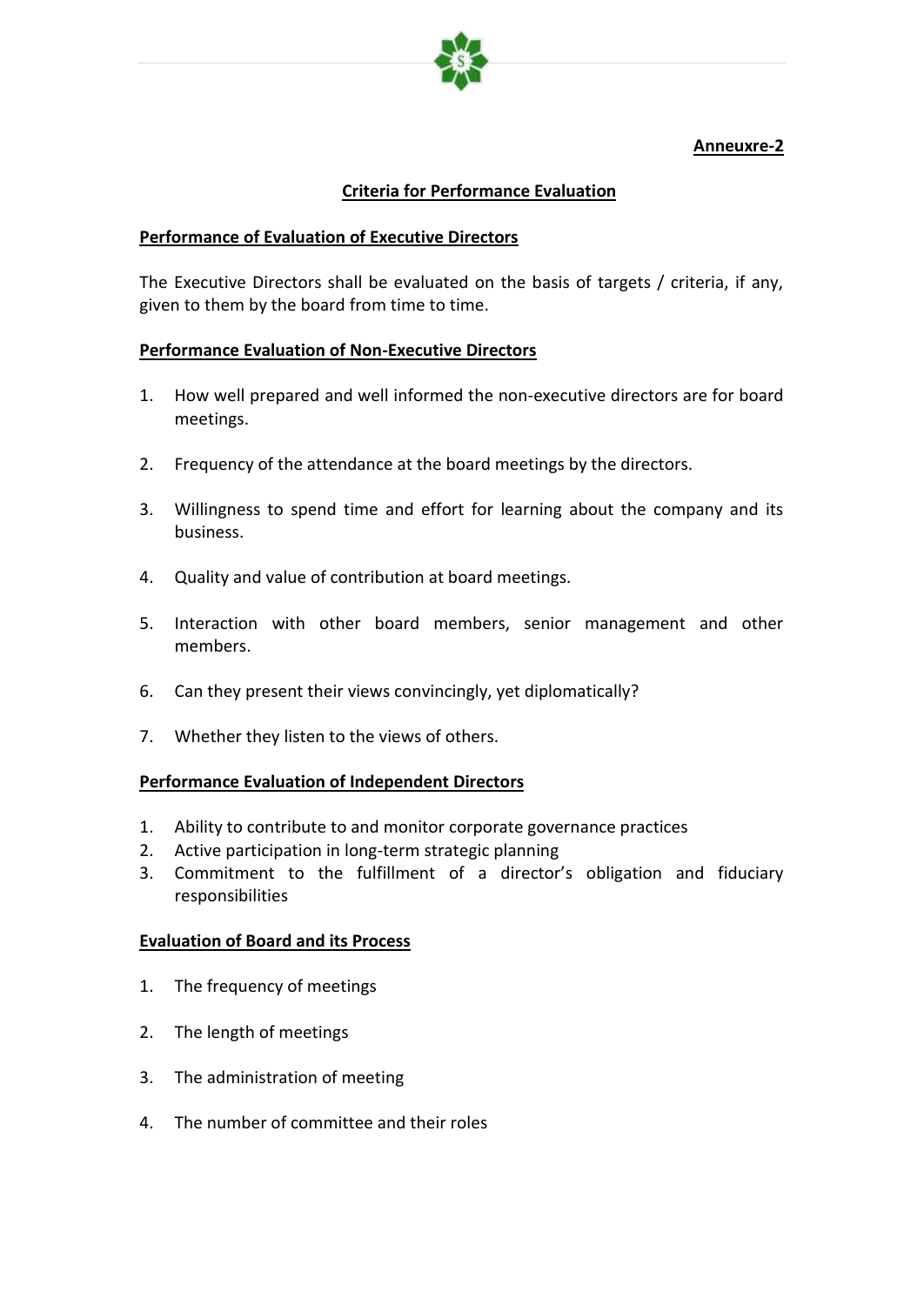**Anneuxre-2**

## Criteria for Performance Evaluation

### Performance of Evaluation of Executive Directors

The Executive Directors shall be evaluated on the basis of targets / criteria, if any, given to them by the board from time to time.

### Performance Evaluation of Non-Executive Directors

1. How well prepared and well informed the non-executive directors are for board meetings.

2. Frequency of the attendance at the board meetings by the directors.

3. Willingness to spend time and effort for learning about the company and its business.

4. Quality and value of contribution at board meetings.

5. Interaction with other board members, senior management and other members.

6. Can they present their views convincingly, yet diplomatically?

7. Whether they listen to the views of others.

### Performance Evaluation of Independent Directors

1. Ability to contribute to and monitor corporate governance practices
2. Active participation in long-term strategic planning
3. Commitment to the fulfillment of a director's obligation and fiduciary responsibilities

### Evaluation of Board and its Process

1. The frequency of meetings

2. The length of meetings

3. The administration of meeting

4. The number of committee and their roles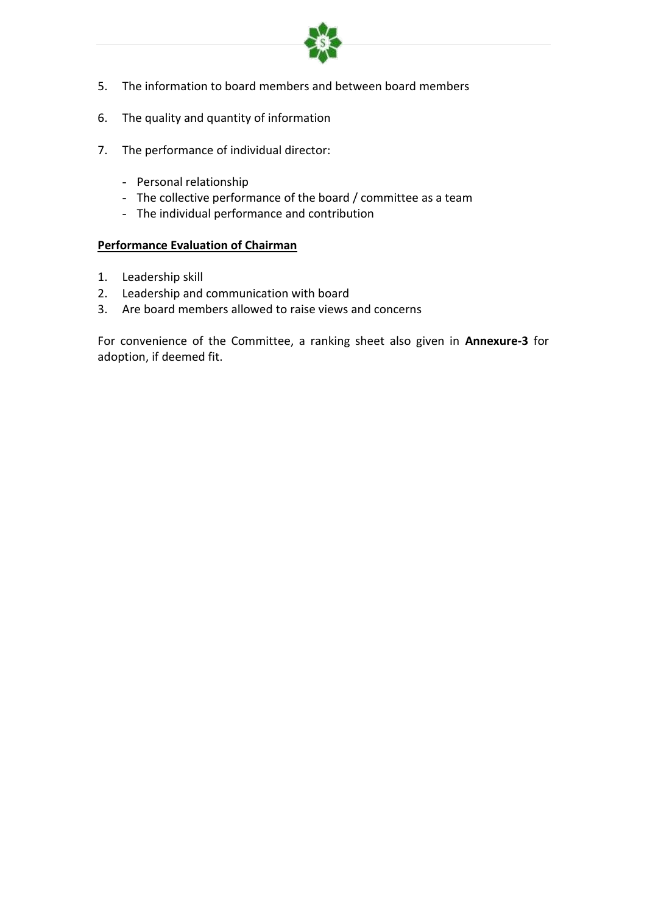5. The information to board members and between board members

6. The quality and quantity of information

7. The performance of individual director:

   - Personal relationship
   - The collective performance of the board / committee as a team
   - The individual performance and contribution

**Performance Evaluation of Chairman**

1. Leadership skill
2. Leadership and communication with board
3. Are board members allowed to raise views and concerns

For convenience of the Committee, a ranking sheet also given in **Annexure-3** for adoption, if deemed fit.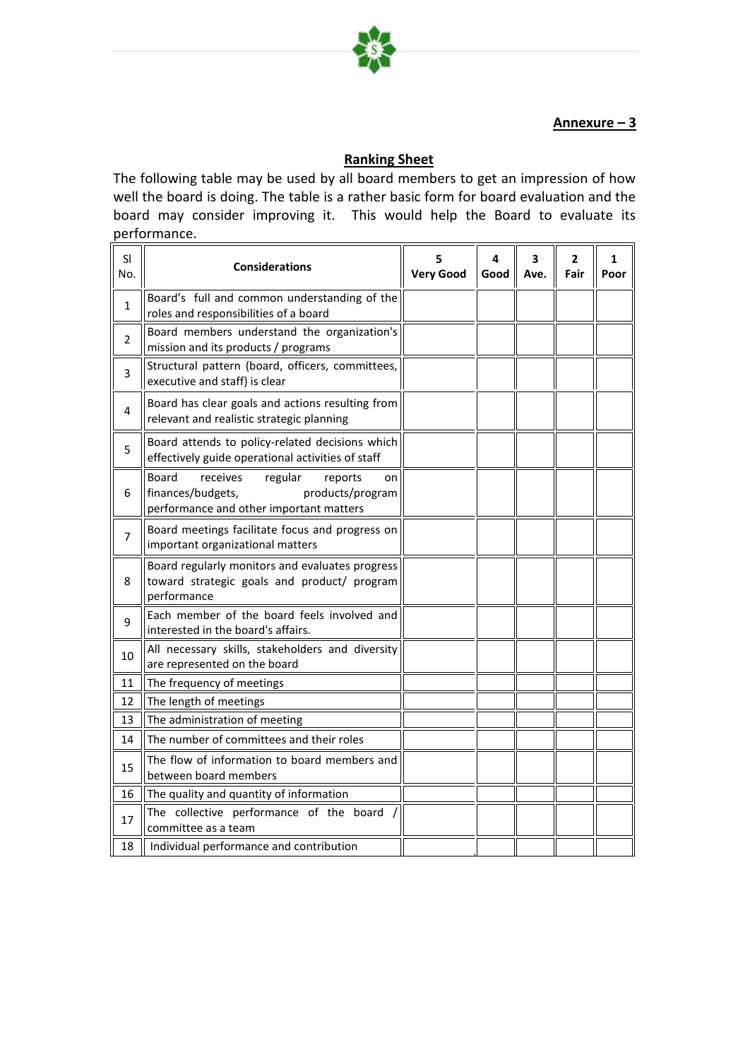**Annexure – 3**

## Ranking Sheet

The following table may be used by all board members to get an impression of how well the board is doing. The table is a rather basic form for board evaluation and the board may consider improving it. This would help the Board to evaluate its performance.

| Sl No. | Considerations | 5 Very Good | 4 Good | 3 Ave. | 2 Fair | 1 Poor |
|---|---|---|---|---|---|---|
| 1 | Board's full and common understanding of the roles and responsibilities of a board | | | | | |
| 2 | Board members understand the organization's mission and its products / programs | | | | | |
| 3 | Structural pattern (board, officers, committees, executive and staff) is clear | | | | | |
| 4 | Board has clear goals and actions resulting from relevant and realistic strategic planning | | | | | |
| 5 | Board attends to policy-related decisions which effectively guide operational activities of staff | | | | | |
| 6 | Board receives regular reports on finances/budgets, products/program performance and other important matters | | | | | |
| 7 | Board meetings facilitate focus and progress on important organizational matters | | | | | |
| 8 | Board regularly monitors and evaluates progress toward strategic goals and product/ program performance | | | | | |
| 9 | Each member of the board feels involved and interested in the board's affairs. | | | | | |
| 10 | All necessary skills, stakeholders and diversity are represented on the board | | | | | |
| 11 | The frequency of meetings | | | | | |
| 12 | The length of meetings | | | | | |
| 13 | The administration of meeting | | | | | |
| 14 | The number of committees and their roles | | | | | |
| 15 | The flow of information to board members and between board members | | | | | |
| 16 | The quality and quantity of information | | | | | |
| 17 | The collective performance of the board / committee as a team | | | | | |
| 18 | Individual performance and contribution | | | | | |